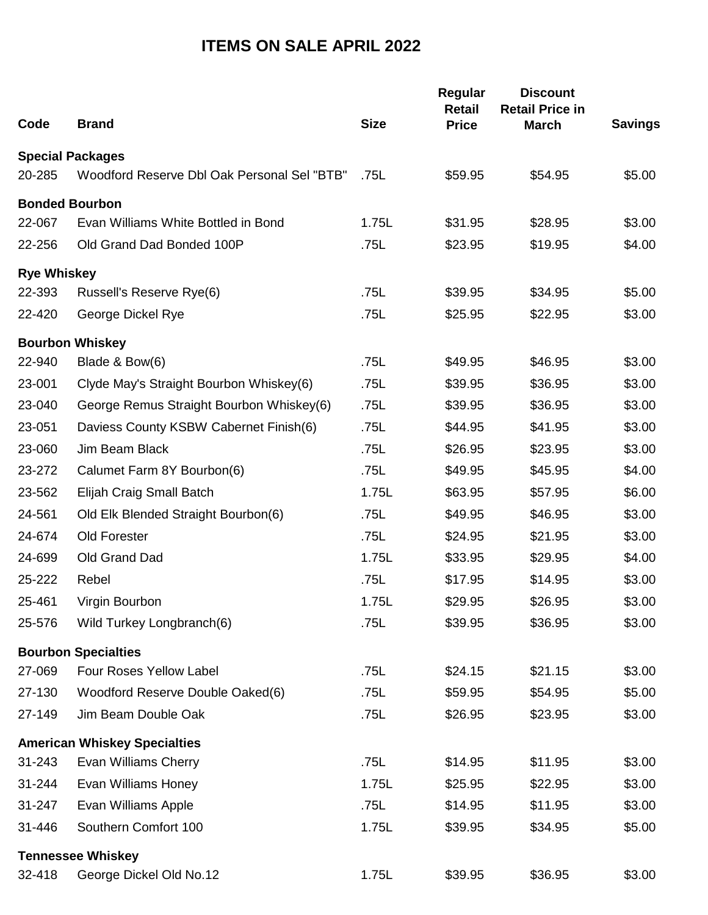# ITEMS ON SALE APRIL 2022

| Code | Brand | Size | Regular Retail Price | Discount Retail Price in March | Savings |
|---|---|---|---|---|---|
| **Special Packages** | | | | | |
| 20-285 | Woodford Reserve Dbl Oak Personal Sel "BTB" | .75L | $59.95 | $54.95 | $5.00 |
| **Bonded Bourbon** | | | | | |
| 22-067 | Evan Williams White Bottled in Bond | 1.75L | $31.95 | $28.95 | $3.00 |
| 22-256 | Old Grand Dad Bonded 100P | .75L | $23.95 | $19.95 | $4.00 |
| **Rye Whiskey** | | | | | |
| 22-393 | Russell's Reserve Rye(6) | .75L | $39.95 | $34.95 | $5.00 |
| 22-420 | George Dickel Rye | .75L | $25.95 | $22.95 | $3.00 |
| **Bourbon Whiskey** | | | | | |
| 22-940 | Blade & Bow(6) | .75L | $49.95 | $46.95 | $3.00 |
| 23-001 | Clyde May's Straight Bourbon Whiskey(6) | .75L | $39.95 | $36.95 | $3.00 |
| 23-040 | George Remus Straight Bourbon Whiskey(6) | .75L | $39.95 | $36.95 | $3.00 |
| 23-051 | Daviess County KSBW Cabernet Finish(6) | .75L | $44.95 | $41.95 | $3.00 |
| 23-060 | Jim Beam Black | .75L | $26.95 | $23.95 | $3.00 |
| 23-272 | Calumet Farm 8Y Bourbon(6) | .75L | $49.95 | $45.95 | $4.00 |
| 23-562 | Elijah Craig Small Batch | 1.75L | $63.95 | $57.95 | $6.00 |
| 24-561 | Old Elk Blended Straight Bourbon(6) | .75L | $49.95 | $46.95 | $3.00 |
| 24-674 | Old Forester | .75L | $24.95 | $21.95 | $3.00 |
| 24-699 | Old Grand Dad | 1.75L | $33.95 | $29.95 | $4.00 |
| 25-222 | Rebel | .75L | $17.95 | $14.95 | $3.00 |
| 25-461 | Virgin Bourbon | 1.75L | $29.95 | $26.95 | $3.00 |
| 25-576 | Wild Turkey Longbranch(6) | .75L | $39.95 | $36.95 | $3.00 |
| **Bourbon Specialties** | | | | | |
| 27-069 | Four Roses Yellow Label | .75L | $24.15 | $21.15 | $3.00 |
| 27-130 | Woodford Reserve Double Oaked(6) | .75L | $59.95 | $54.95 | $5.00 |
| 27-149 | Jim Beam Double Oak | .75L | $26.95 | $23.95 | $3.00 |
| **American Whiskey Specialties** | | | | | |
| 31-243 | Evan Williams Cherry | .75L | $14.95 | $11.95 | $3.00 |
| 31-244 | Evan Williams Honey | 1.75L | $25.95 | $22.95 | $3.00 |
| 31-247 | Evan Williams Apple | .75L | $14.95 | $11.95 | $3.00 |
| 31-446 | Southern Comfort 100 | 1.75L | $39.95 | $34.95 | $5.00 |
| **Tennessee Whiskey** | | | | | |
| 32-418 | George Dickel Old No.12 | 1.75L | $39.95 | $36.95 | $3.00 |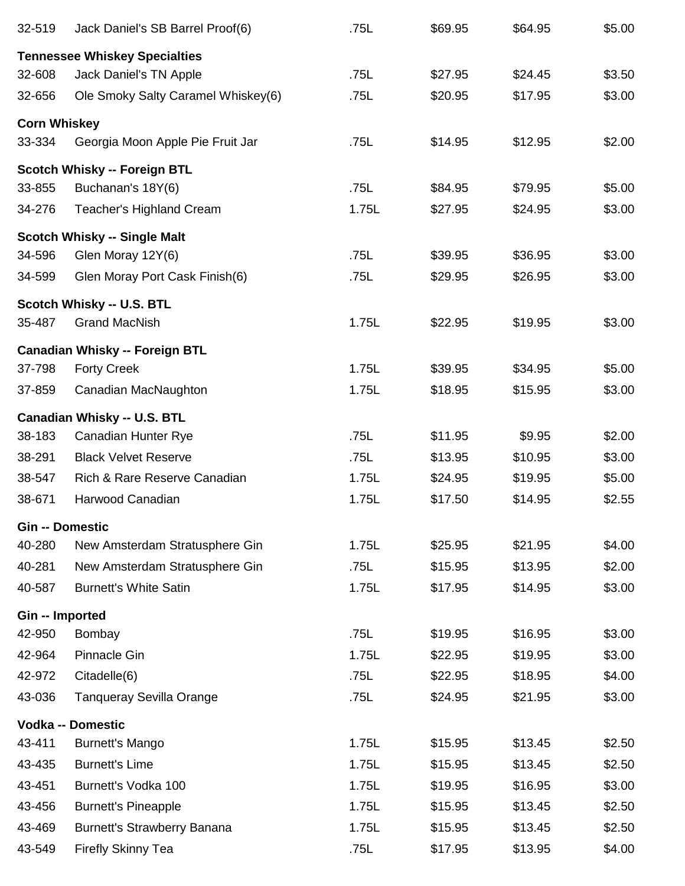| | | | | | |
|---|---|---|---|---|---|
| 32-519 | Jack Daniel's SB Barrel Proof(6) | .75L | $69.95 | $64.95 | $5.00 |
| **Tennessee Whiskey Specialties** | | | | | |
| 32-608 | Jack Daniel's TN Apple | .75L | $27.95 | $24.45 | $3.50 |
| 32-656 | Ole Smoky Salty Caramel Whiskey(6) | .75L | $20.95 | $17.95 | $3.00 |
| **Corn Whiskey** | | | | | |
| 33-334 | Georgia Moon Apple Pie Fruit Jar | .75L | $14.95 | $12.95 | $2.00 |
| **Scotch Whisky -- Foreign BTL** | | | | | |
| 33-855 | Buchanan's 18Y(6) | .75L | $84.95 | $79.95 | $5.00 |
| 34-276 | Teacher's Highland Cream | 1.75L | $27.95 | $24.95 | $3.00 |
| **Scotch Whisky -- Single Malt** | | | | | |
| 34-596 | Glen Moray 12Y(6) | .75L | $39.95 | $36.95 | $3.00 |
| 34-599 | Glen Moray Port Cask Finish(6) | .75L | $29.95 | $26.95 | $3.00 |
| **Scotch Whisky -- U.S. BTL** | | | | | |
| 35-487 | Grand MacNish | 1.75L | $22.95 | $19.95 | $3.00 |
| **Canadian Whisky -- Foreign BTL** | | | | | |
| 37-798 | Forty Creek | 1.75L | $39.95 | $34.95 | $5.00 |
| 37-859 | Canadian MacNaughton | 1.75L | $18.95 | $15.95 | $3.00 |
| **Canadian Whisky -- U.S. BTL** | | | | | |
| 38-183 | Canadian Hunter Rye | .75L | $11.95 | $9.95 | $2.00 |
| 38-291 | Black Velvet Reserve | .75L | $13.95 | $10.95 | $3.00 |
| 38-547 | Rich & Rare Reserve Canadian | 1.75L | $24.95 | $19.95 | $5.00 |
| 38-671 | Harwood Canadian | 1.75L | $17.50 | $14.95 | $2.55 |
| **Gin -- Domestic** | | | | | |
| 40-280 | New Amsterdam Stratusphere Gin | 1.75L | $25.95 | $21.95 | $4.00 |
| 40-281 | New Amsterdam Stratusphere Gin | .75L | $15.95 | $13.95 | $2.00 |
| 40-587 | Burnett's White Satin | 1.75L | $17.95 | $14.95 | $3.00 |
| **Gin -- Imported** | | | | | |
| 42-950 | Bombay | .75L | $19.95 | $16.95 | $3.00 |
| 42-964 | Pinnacle Gin | 1.75L | $22.95 | $19.95 | $3.00 |
| 42-972 | Citadelle(6) | .75L | $22.95 | $18.95 | $4.00 |
| 43-036 | Tanqueray Sevilla Orange | .75L | $24.95 | $21.95 | $3.00 |
| **Vodka -- Domestic** | | | | | |
| 43-411 | Burnett's Mango | 1.75L | $15.95 | $13.45 | $2.50 |
| 43-435 | Burnett's Lime | 1.75L | $15.95 | $13.45 | $2.50 |
| 43-451 | Burnett's Vodka 100 | 1.75L | $19.95 | $16.95 | $3.00 |
| 43-456 | Burnett's Pineapple | 1.75L | $15.95 | $13.45 | $2.50 |
| 43-469 | Burnett's Strawberry Banana | 1.75L | $15.95 | $13.45 | $2.50 |
| 43-549 | Firefly Skinny Tea | .75L | $17.95 | $13.95 | $4.00 |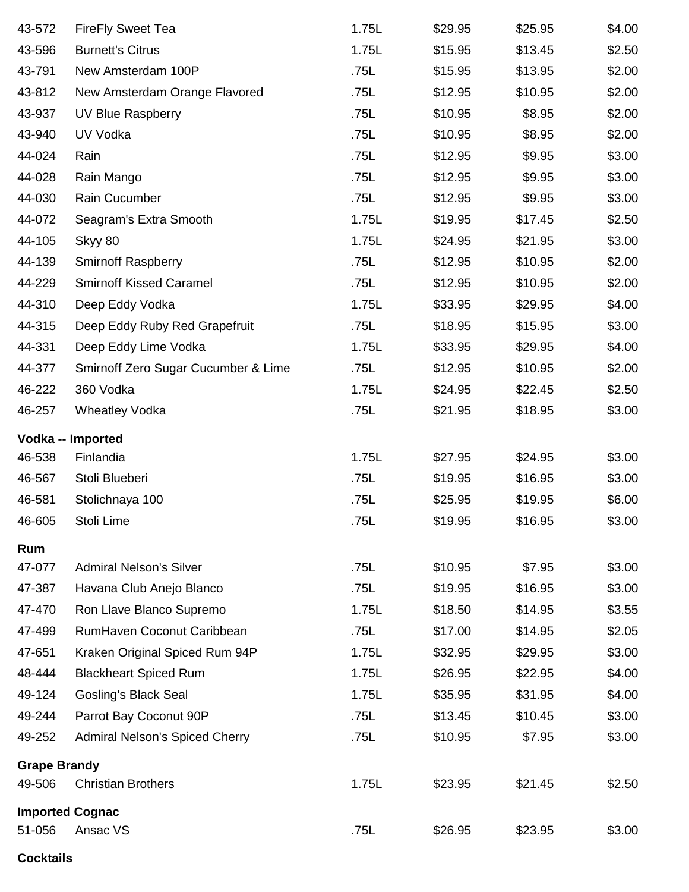| | | | | | |
|---|---|---|---|---|---|
| 43-572 | FireFly Sweet Tea | 1.75L | $29.95 | $25.95 | $4.00 |
| 43-596 | Burnett's Citrus | 1.75L | $15.95 | $13.45 | $2.50 |
| 43-791 | New Amsterdam 100P | .75L | $15.95 | $13.95 | $2.00 |
| 43-812 | New Amsterdam Orange Flavored | .75L | $12.95 | $10.95 | $2.00 |
| 43-937 | UV Blue Raspberry | .75L | $10.95 | $8.95 | $2.00 |
| 43-940 | UV Vodka | .75L | $10.95 | $8.95 | $2.00 |
| 44-024 | Rain | .75L | $12.95 | $9.95 | $3.00 |
| 44-028 | Rain Mango | .75L | $12.95 | $9.95 | $3.00 |
| 44-030 | Rain Cucumber | .75L | $12.95 | $9.95 | $3.00 |
| 44-072 | Seagram's Extra Smooth | 1.75L | $19.95 | $17.45 | $2.50 |
| 44-105 | Skyy 80 | 1.75L | $24.95 | $21.95 | $3.00 |
| 44-139 | Smirnoff Raspberry | .75L | $12.95 | $10.95 | $2.00 |
| 44-229 | Smirnoff Kissed Caramel | .75L | $12.95 | $10.95 | $2.00 |
| 44-310 | Deep Eddy Vodka | 1.75L | $33.95 | $29.95 | $4.00 |
| 44-315 | Deep Eddy Ruby Red Grapefruit | .75L | $18.95 | $15.95 | $3.00 |
| 44-331 | Deep Eddy Lime Vodka | 1.75L | $33.95 | $29.95 | $4.00 |
| 44-377 | Smirnoff Zero Sugar Cucumber & Lime | .75L | $12.95 | $10.95 | $2.00 |
| 46-222 | 360 Vodka | 1.75L | $24.95 | $22.45 | $2.50 |
| 46-257 | Wheatley Vodka | .75L | $21.95 | $18.95 | $3.00 |

**Vodka -- Imported**

| | | | | | |
|---|---|---|---|---|---|
| 46-538 | Finlandia | 1.75L | $27.95 | $24.95 | $3.00 |
| 46-567 | Stoli Blueberi | .75L | $19.95 | $16.95 | $3.00 |
| 46-581 | Stolichnaya 100 | .75L | $25.95 | $19.95 | $6.00 |
| 46-605 | Stoli Lime | .75L | $19.95 | $16.95 | $3.00 |

**Rum**

| | | | | | |
|---|---|---|---|---|---|
| 47-077 | Admiral Nelson's Silver | .75L | $10.95 | $7.95 | $3.00 |
| 47-387 | Havana Club Anejo Blanco | .75L | $19.95 | $16.95 | $3.00 |
| 47-470 | Ron Llave Blanco Supremo | 1.75L | $18.50 | $14.95 | $3.55 |
| 47-499 | RumHaven Coconut Caribbean | .75L | $17.00 | $14.95 | $2.05 |
| 47-651 | Kraken Original Spiced Rum 94P | 1.75L | $32.95 | $29.95 | $3.00 |
| 48-444 | Blackheart Spiced Rum | 1.75L | $26.95 | $22.95 | $4.00 |
| 49-124 | Gosling's Black Seal | 1.75L | $35.95 | $31.95 | $4.00 |
| 49-244 | Parrot Bay Coconut 90P | .75L | $13.45 | $10.45 | $3.00 |
| 49-252 | Admiral Nelson's Spiced Cherry | .75L | $10.95 | $7.95 | $3.00 |

**Grape Brandy**

| | | | | | |
|---|---|---|---|---|---|
| 49-506 | Christian Brothers | 1.75L | $23.95 | $21.45 | $2.50 |

**Imported Cognac**

| | | | | | |
|---|---|---|---|---|---|
| 51-056 | Ansac VS | .75L | $26.95 | $23.95 | $3.00 |

**Cocktails**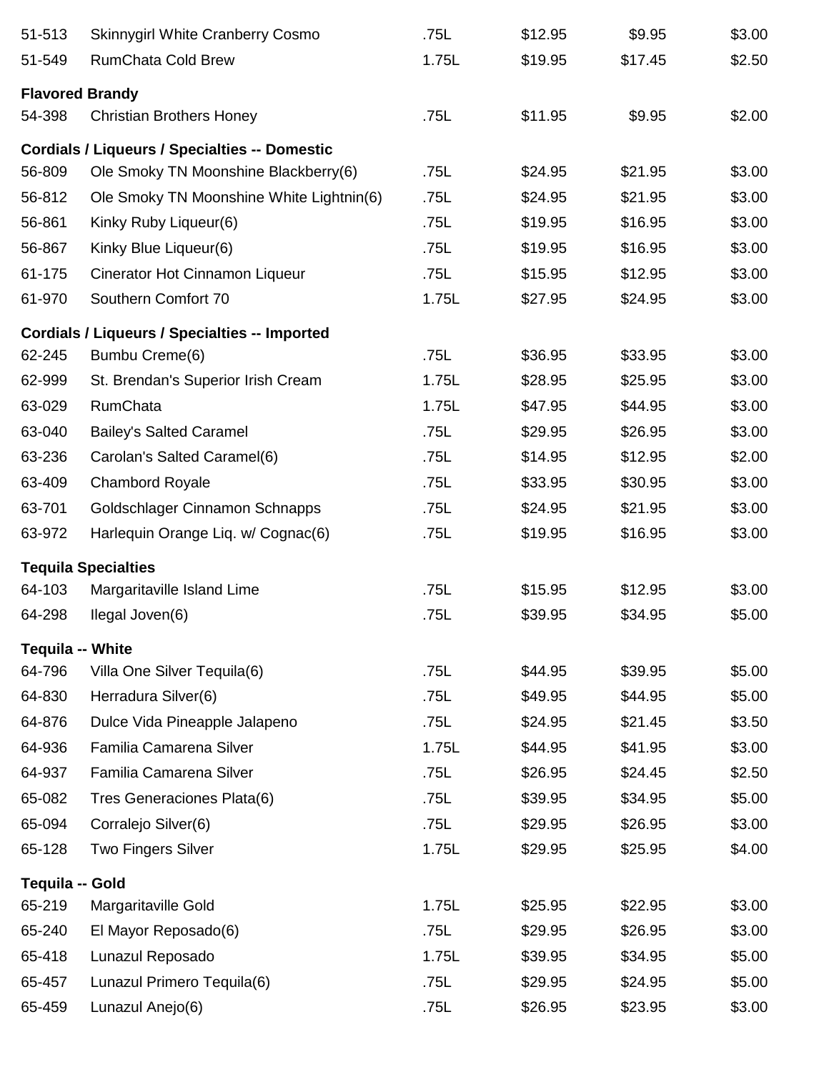| | | | | | |
|---|---|---|---|---|---|
| 51-513 | Skinnygirl White Cranberry Cosmo | .75L | $12.95 | $9.95 | $3.00 |
| 51-549 | RumChata Cold Brew | 1.75L | $19.95 | $17.45 | $2.50 |
| **Flavored Brandy** | | | | | |
| 54-398 | Christian Brothers Honey | .75L | $11.95 | $9.95 | $2.00 |
| **Cordials / Liqueurs / Specialties -- Domestic** | | | | | |
| 56-809 | Ole Smoky TN Moonshine Blackberry(6) | .75L | $24.95 | $21.95 | $3.00 |
| 56-812 | Ole Smoky TN Moonshine White Lightnin(6) | .75L | $24.95 | $21.95 | $3.00 |
| 56-861 | Kinky Ruby Liqueur(6) | .75L | $19.95 | $16.95 | $3.00 |
| 56-867 | Kinky Blue Liqueur(6) | .75L | $19.95 | $16.95 | $3.00 |
| 61-175 | Cinerator Hot Cinnamon Liqueur | .75L | $15.95 | $12.95 | $3.00 |
| 61-970 | Southern Comfort 70 | 1.75L | $27.95 | $24.95 | $3.00 |
| **Cordials / Liqueurs / Specialties -- Imported** | | | | | |
| 62-245 | Bumbu Creme(6) | .75L | $36.95 | $33.95 | $3.00 |
| 62-999 | St. Brendan's Superior Irish Cream | 1.75L | $28.95 | $25.95 | $3.00 |
| 63-029 | RumChata | 1.75L | $47.95 | $44.95 | $3.00 |
| 63-040 | Bailey's Salted Caramel | .75L | $29.95 | $26.95 | $3.00 |
| 63-236 | Carolan's Salted Caramel(6) | .75L | $14.95 | $12.95 | $2.00 |
| 63-409 | Chambord Royale | .75L | $33.95 | $30.95 | $3.00 |
| 63-701 | Goldschlager Cinnamon Schnapps | .75L | $24.95 | $21.95 | $3.00 |
| 63-972 | Harlequin Orange Liq. w/ Cognac(6) | .75L | $19.95 | $16.95 | $3.00 |
| **Tequila Specialties** | | | | | |
| 64-103 | Margaritaville Island Lime | .75L | $15.95 | $12.95 | $3.00 |
| 64-298 | Ilegal Joven(6) | .75L | $39.95 | $34.95 | $5.00 |
| **Tequila -- White** | | | | | |
| 64-796 | Villa One Silver Tequila(6) | .75L | $44.95 | $39.95 | $5.00 |
| 64-830 | Herradura Silver(6) | .75L | $49.95 | $44.95 | $5.00 |
| 64-876 | Dulce Vida Pineapple Jalapeno | .75L | $24.95 | $21.45 | $3.50 |
| 64-936 | Familia Camarena Silver | 1.75L | $44.95 | $41.95 | $3.00 |
| 64-937 | Familia Camarena Silver | .75L | $26.95 | $24.45 | $2.50 |
| 65-082 | Tres Generaciones Plata(6) | .75L | $39.95 | $34.95 | $5.00 |
| 65-094 | Corralejo Silver(6) | .75L | $29.95 | $26.95 | $3.00 |
| 65-128 | Two Fingers Silver | 1.75L | $29.95 | $25.95 | $4.00 |
| **Tequila -- Gold** | | | | | |
| 65-219 | Margaritaville Gold | 1.75L | $25.95 | $22.95 | $3.00 |
| 65-240 | El Mayor Reposado(6) | .75L | $29.95 | $26.95 | $3.00 |
| 65-418 | Lunazul Reposado | 1.75L | $39.95 | $34.95 | $5.00 |
| 65-457 | Lunazul Primero Tequila(6) | .75L | $29.95 | $24.95 | $5.00 |
| 65-459 | Lunazul Anejo(6) | .75L | $26.95 | $23.95 | $3.00 |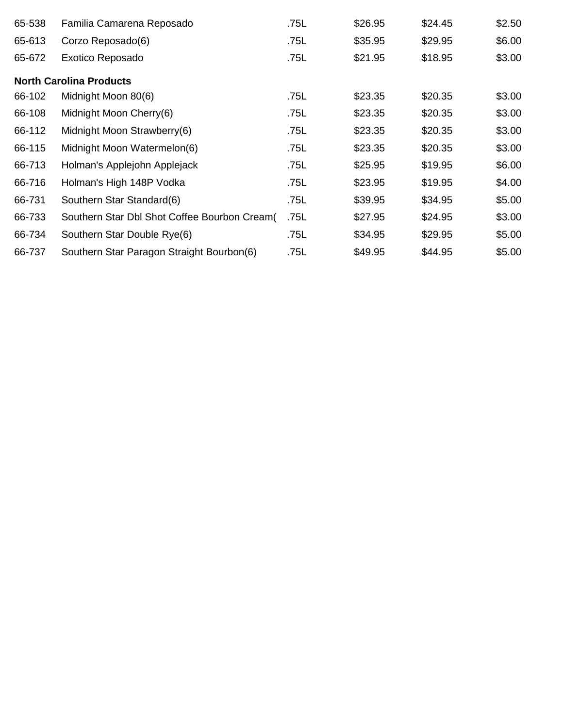| | | | | | |
|---|---|---|---|---|---|
| 65-538 | Familia Camarena Reposado | .75L | $26.95 | $24.45 | $2.50 |
| 65-613 | Corzo Reposado(6) | .75L | $35.95 | $29.95 | $6.00 |
| 65-672 | Exotico Reposado | .75L | $21.95 | $18.95 | $3.00 |
| **North Carolina Products** | | | | | |
| 66-102 | Midnight Moon 80(6) | .75L | $23.35 | $20.35 | $3.00 |
| 66-108 | Midnight Moon Cherry(6) | .75L | $23.35 | $20.35 | $3.00 |
| 66-112 | Midnight Moon Strawberry(6) | .75L | $23.35 | $20.35 | $3.00 |
| 66-115 | Midnight Moon Watermelon(6) | .75L | $23.35 | $20.35 | $3.00 |
| 66-713 | Holman's Applejohn Applejack | .75L | $25.95 | $19.95 | $6.00 |
| 66-716 | Holman's High 148P Vodka | .75L | $23.95 | $19.95 | $4.00 |
| 66-731 | Southern Star Standard(6) | .75L | $39.95 | $34.95 | $5.00 |
| 66-733 | Southern Star Dbl Shot Coffee Bourbon Cream( | .75L | $27.95 | $24.95 | $3.00 |
| 66-734 | Southern Star Double Rye(6) | .75L | $34.95 | $29.95 | $5.00 |
| 66-737 | Southern Star Paragon Straight Bourbon(6) | .75L | $49.95 | $44.95 | $5.00 |